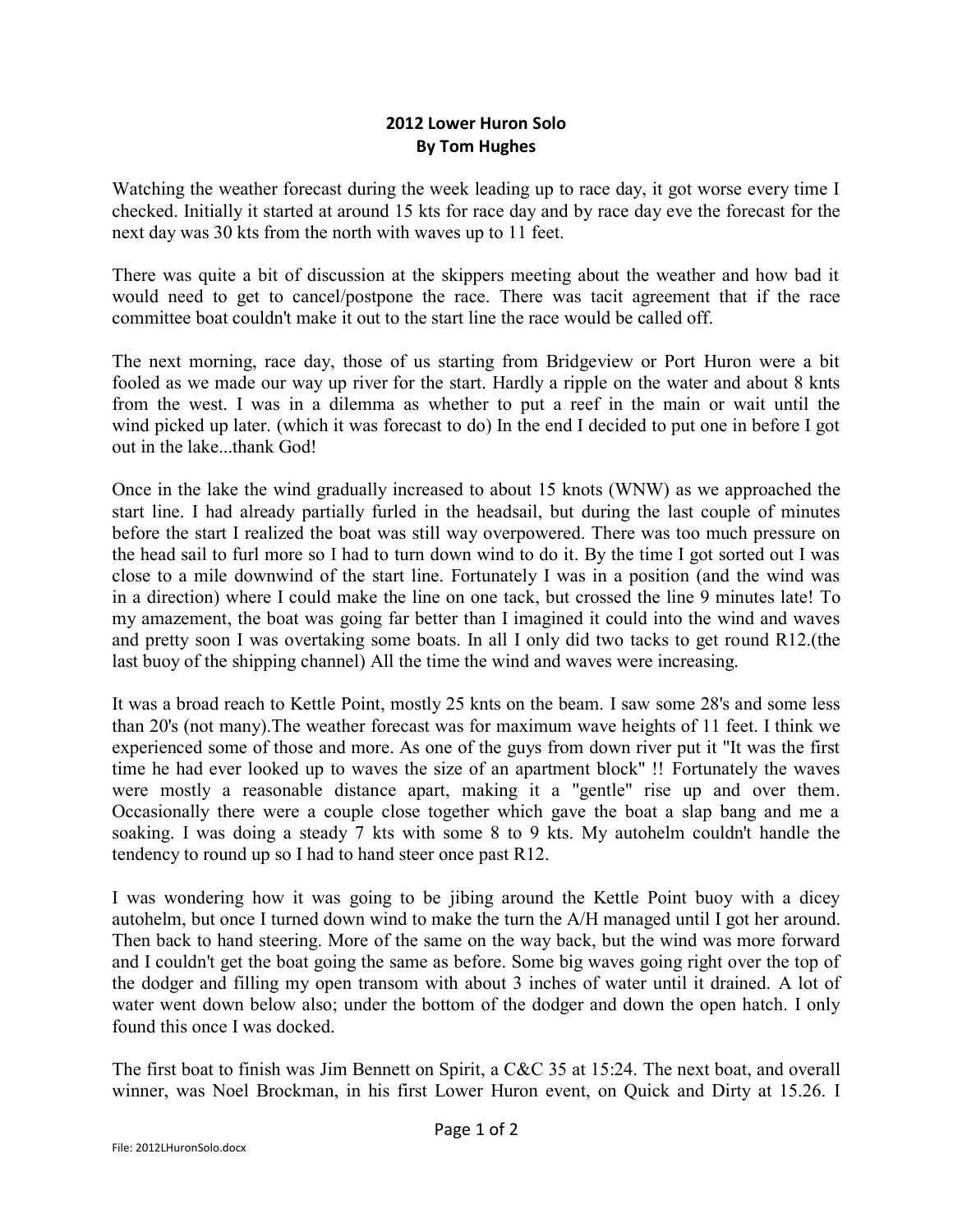**2012 Lower Huron Solo**
**By Tom Hughes**

Watching the weather forecast during the week leading up to race day, it got worse every time I checked. Initially it started at around 15 kts for race day and by race day eve the forecast for the next day was 30 kts from the north with waves up to 11 feet.

There was quite a bit of discussion at the skippers meeting about the weather and how bad it would need to get to cancel/postpone the race. There was tacit agreement that if the race committee boat couldn't make it out to the start line the race would be called off.

The next morning, race day, those of us starting from Bridgeview or Port Huron were a bit fooled as we made our way up river for the start. Hardly a ripple on the water and about 8 knts from the west. I was in a dilemma as whether to put a reef in the main or wait until the wind picked up later. (which it was forecast to do) In the end I decided to put one in before I got out in the lake...thank God!

Once in the lake the wind gradually increased to about 15 knots (WNW) as we approached the start line. I had already partially furled in the headsail, but during the last couple of minutes before the start I realized the boat was still way overpowered. There was too much pressure on the head sail to furl more so I had to turn down wind to do it. By the time I got sorted out I was close to a mile downwind of the start line. Fortunately I was in a position (and the wind was in a direction) where I could make the line on one tack, but crossed the line 9 minutes late! To my amazement, the boat was going far better than I imagined it could into the wind and waves and pretty soon I was overtaking some boats. In all I only did two tacks to get round R12.(the last buoy of the shipping channel) All the time the wind and waves were increasing.

It was a broad reach to Kettle Point, mostly 25 knts on the beam. I saw some 28's and some less than 20's (not many).The weather forecast was for maximum wave heights of 11 feet. I think we experienced some of those and more. As one of the guys from down river put it "It was the first time he had ever looked up to waves the size of an apartment block" !! Fortunately the waves were mostly a reasonable distance apart, making it a "gentle" rise up and over them. Occasionally there were a couple close together which gave the boat a slap bang and me a soaking. I was doing a steady 7 kts with some 8 to 9 kts. My autohelm couldn't handle the tendency to round up so I had to hand steer once past R12.

I was wondering how it was going to be jibing around the Kettle Point buoy with a dicey autohelm, but once I turned down wind to make the turn the A/H managed until I got her around. Then back to hand steering. More of the same on the way back, but the wind was more forward and I couldn't get the boat going the same as before. Some big waves going right over the top of the dodger and filling my open transom with about 3 inches of water until it drained. A lot of water went down below also; under the bottom of the dodger and down the open hatch. I only found this once I was docked.

The first boat to finish was Jim Bennett on Spirit, a C&C 35 at 15:24. The next boat, and overall winner, was Noel Brockman, in his first Lower Huron event, on Quick and Dirty at 15.26. I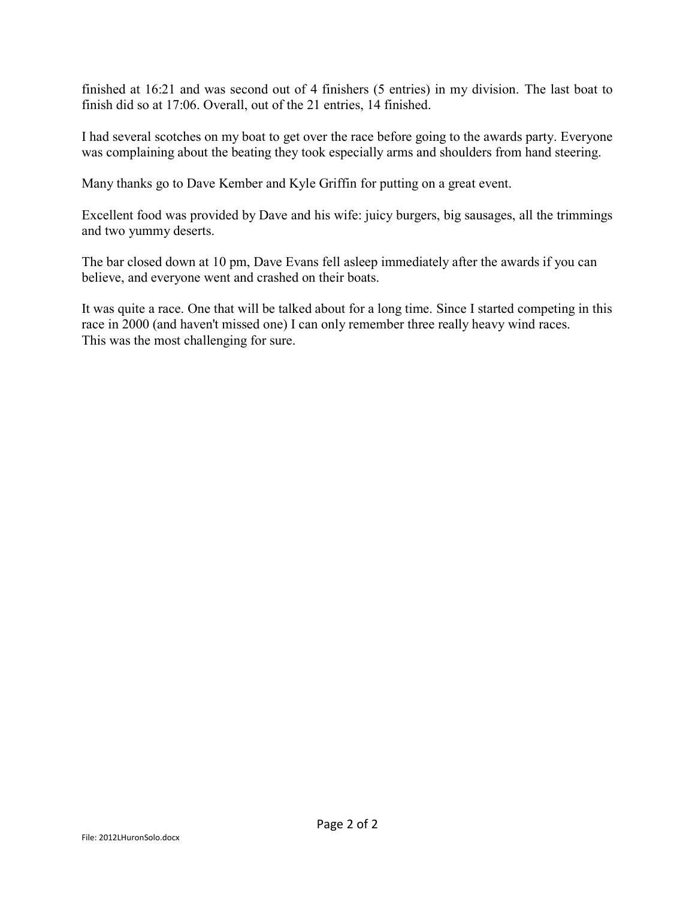finished at 16:21 and was second out of 4 finishers (5 entries) in my division. The last boat to finish did so at 17:06. Overall, out of the 21 entries, 14 finished.

I had several scotches on my boat to get over the race before going to the awards party. Everyone was complaining about the beating they took especially arms and shoulders from hand steering.

Many thanks go to Dave Kember and Kyle Griffin for putting on a great event.

Excellent food was provided by Dave and his wife: juicy burgers, big sausages, all the trimmings and two yummy deserts.

The bar closed down at 10 pm, Dave Evans fell asleep immediately after the awards if you can believe, and everyone went and crashed on their boats.

It was quite a race. One that will be talked about for a long time. Since I started competing in this race in 2000 (and haven't missed one) I can only remember three really heavy wind races.
This was the most challenging for sure.